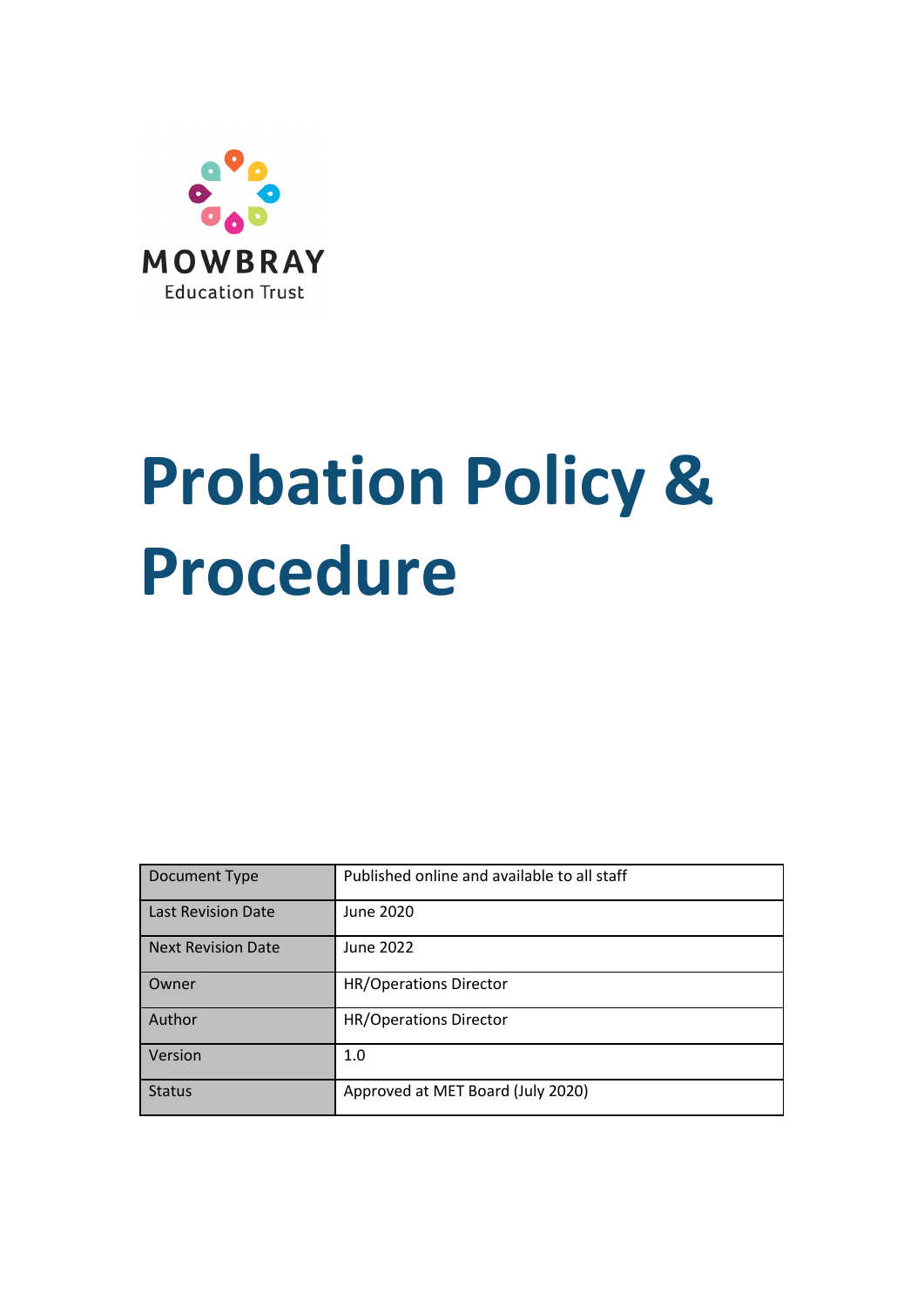MOWBRAY

Education Trust

# Probation Policy & Procedure

| Document Type | Published online and available to all staff |
|---|---|
| Last Revision Date | June 2020 |
| Next Revision Date | June 2022 |
| Owner | HR/Operations Director |
| Author | HR/Operations Director |
| Version | 1.0 |
| Status | Approved at MET Board (July 2020) |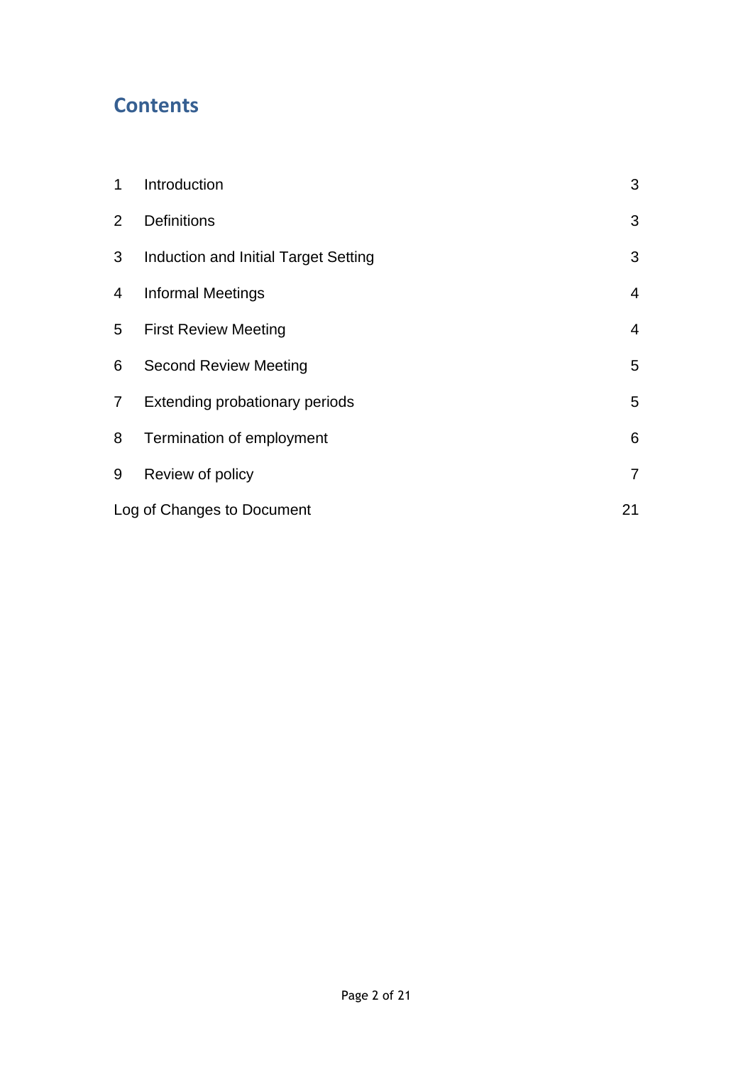## Contents

| | | |
|---|---|---|
| 1 | Introduction | 3 |
| 2 | Definitions | 3 |
| 3 | Induction and Initial Target Setting | 3 |
| 4 | Informal Meetings | 4 |
| 5 | First Review Meeting | 4 |
| 6 | Second Review Meeting | 5 |
| 7 | Extending probationary periods | 5 |
| 8 | Termination of employment | 6 |
| 9 | Review of policy | 7 |
| Log of Changes to Document | | 21 |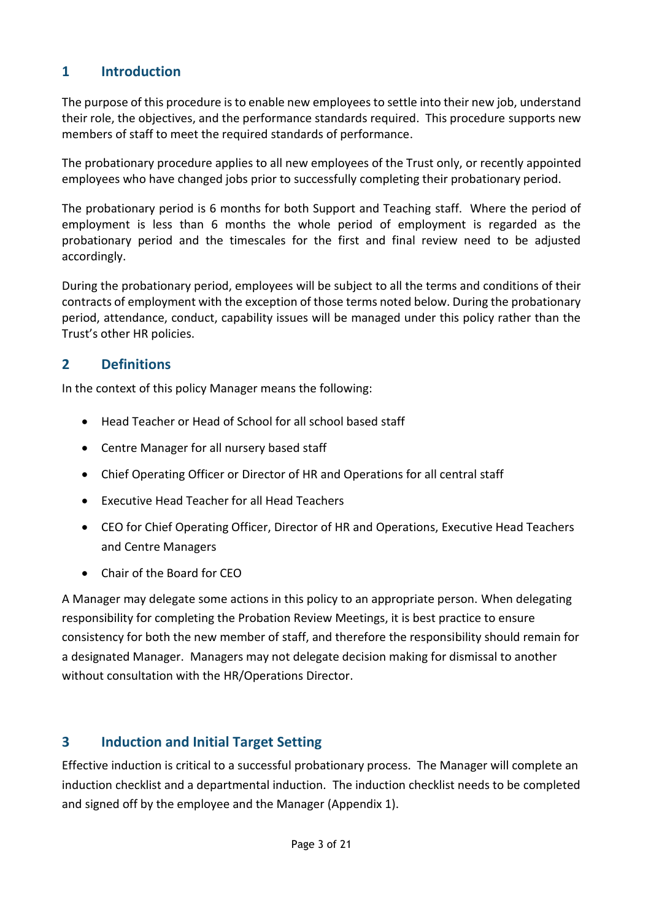## 1 Introduction

The purpose of this procedure is to enable new employees to settle into their new job, understand their role, the objectives, and the performance standards required. This procedure supports new members of staff to meet the required standards of performance.

The probationary procedure applies to all new employees of the Trust only, or recently appointed employees who have changed jobs prior to successfully completing their probationary period.

The probationary period is 6 months for both Support and Teaching staff. Where the period of employment is less than 6 months the whole period of employment is regarded as the probationary period and the timescales for the first and final review need to be adjusted accordingly.

During the probationary period, employees will be subject to all the terms and conditions of their contracts of employment with the exception of those terms noted below. During the probationary period, attendance, conduct, capability issues will be managed under this policy rather than the Trust's other HR policies.

## 2 Definitions

In the context of this policy Manager means the following:

- Head Teacher or Head of School for all school based staff
- Centre Manager for all nursery based staff
- Chief Operating Officer or Director of HR and Operations for all central staff
- Executive Head Teacher for all Head Teachers
- CEO for Chief Operating Officer, Director of HR and Operations, Executive Head Teachers and Centre Managers
- Chair of the Board for CEO

A Manager may delegate some actions in this policy to an appropriate person. When delegating responsibility for completing the Probation Review Meetings, it is best practice to ensure consistency for both the new member of staff, and therefore the responsibility should remain for a designated Manager. Managers may not delegate decision making for dismissal to another without consultation with the HR/Operations Director.

## 3 Induction and Initial Target Setting

Effective induction is critical to a successful probationary process. The Manager will complete an induction checklist and a departmental induction. The induction checklist needs to be completed and signed off by the employee and the Manager (Appendix 1).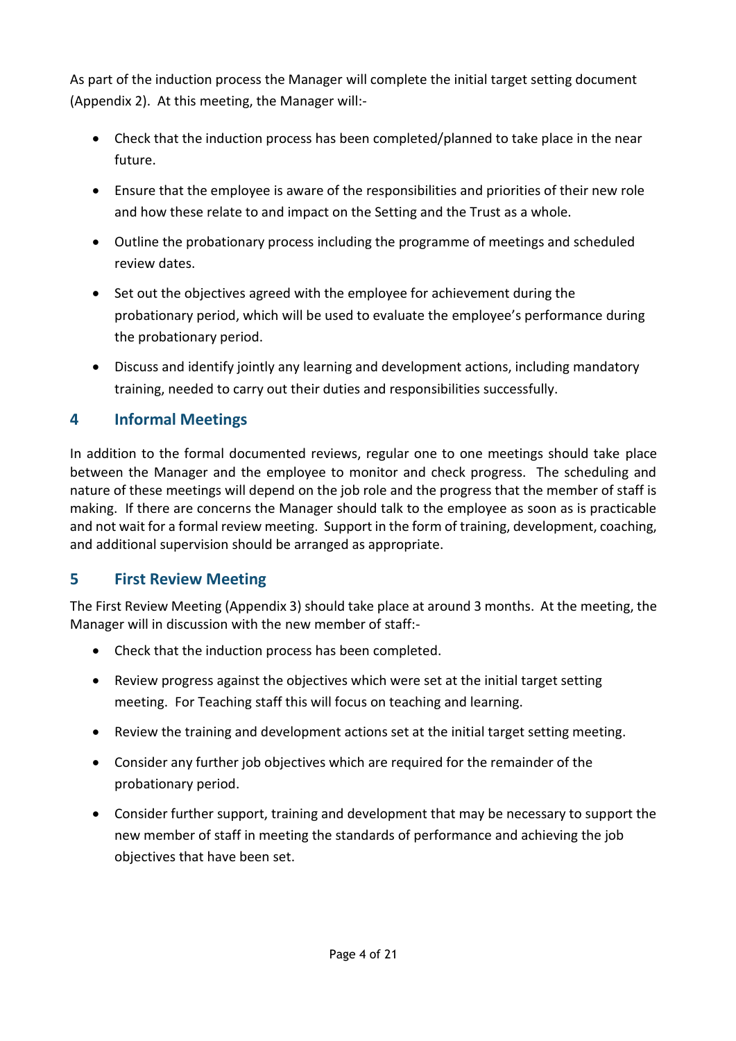As part of the induction process the Manager will complete the initial target setting document (Appendix 2). At this meeting, the Manager will:-

- Check that the induction process has been completed/planned to take place in the near future.
- Ensure that the employee is aware of the responsibilities and priorities of their new role and how these relate to and impact on the Setting and the Trust as a whole.
- Outline the probationary process including the programme of meetings and scheduled review dates.
- Set out the objectives agreed with the employee for achievement during the probationary period, which will be used to evaluate the employee's performance during the probationary period.
- Discuss and identify jointly any learning and development actions, including mandatory training, needed to carry out their duties and responsibilities successfully.

## 4 Informal Meetings

In addition to the formal documented reviews, regular one to one meetings should take place between the Manager and the employee to monitor and check progress. The scheduling and nature of these meetings will depend on the job role and the progress that the member of staff is making. If there are concerns the Manager should talk to the employee as soon as is practicable and not wait for a formal review meeting. Support in the form of training, development, coaching, and additional supervision should be arranged as appropriate.

## 5 First Review Meeting

The First Review Meeting (Appendix 3) should take place at around 3 months. At the meeting, the Manager will in discussion with the new member of staff:-

- Check that the induction process has been completed.
- Review progress against the objectives which were set at the initial target setting meeting. For Teaching staff this will focus on teaching and learning.
- Review the training and development actions set at the initial target setting meeting.
- Consider any further job objectives which are required for the remainder of the probationary period.
- Consider further support, training and development that may be necessary to support the new member of staff in meeting the standards of performance and achieving the job objectives that have been set.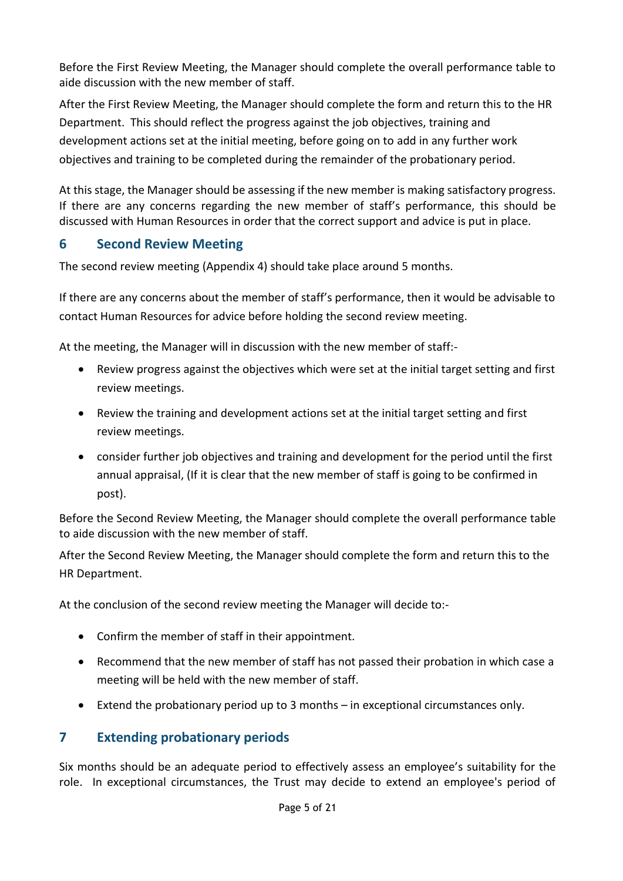Before the First Review Meeting, the Manager should complete the overall performance table to aide discussion with the new member of staff.

After the First Review Meeting, the Manager should complete the form and return this to the HR Department. This should reflect the progress against the job objectives, training and development actions set at the initial meeting, before going on to add in any further work objectives and training to be completed during the remainder of the probationary period.

At this stage, the Manager should be assessing if the new member is making satisfactory progress. If there are any concerns regarding the new member of staff's performance, this should be discussed with Human Resources in order that the correct support and advice is put in place.

## 6 Second Review Meeting

The second review meeting (Appendix 4) should take place around 5 months.

If there are any concerns about the member of staff's performance, then it would be advisable to contact Human Resources for advice before holding the second review meeting.

At the meeting, the Manager will in discussion with the new member of staff:-

- Review progress against the objectives which were set at the initial target setting and first review meetings.
- Review the training and development actions set at the initial target setting and first review meetings.
- consider further job objectives and training and development for the period until the first annual appraisal, (If it is clear that the new member of staff is going to be confirmed in post).

Before the Second Review Meeting, the Manager should complete the overall performance table to aide discussion with the new member of staff.

After the Second Review Meeting, the Manager should complete the form and return this to the HR Department.

At the conclusion of the second review meeting the Manager will decide to:-

- Confirm the member of staff in their appointment.
- Recommend that the new member of staff has not passed their probation in which case a meeting will be held with the new member of staff.
- Extend the probationary period up to 3 months – in exceptional circumstances only.

## 7 Extending probationary periods

Six months should be an adequate period to effectively assess an employee's suitability for the role. In exceptional circumstances, the Trust may decide to extend an employee's period of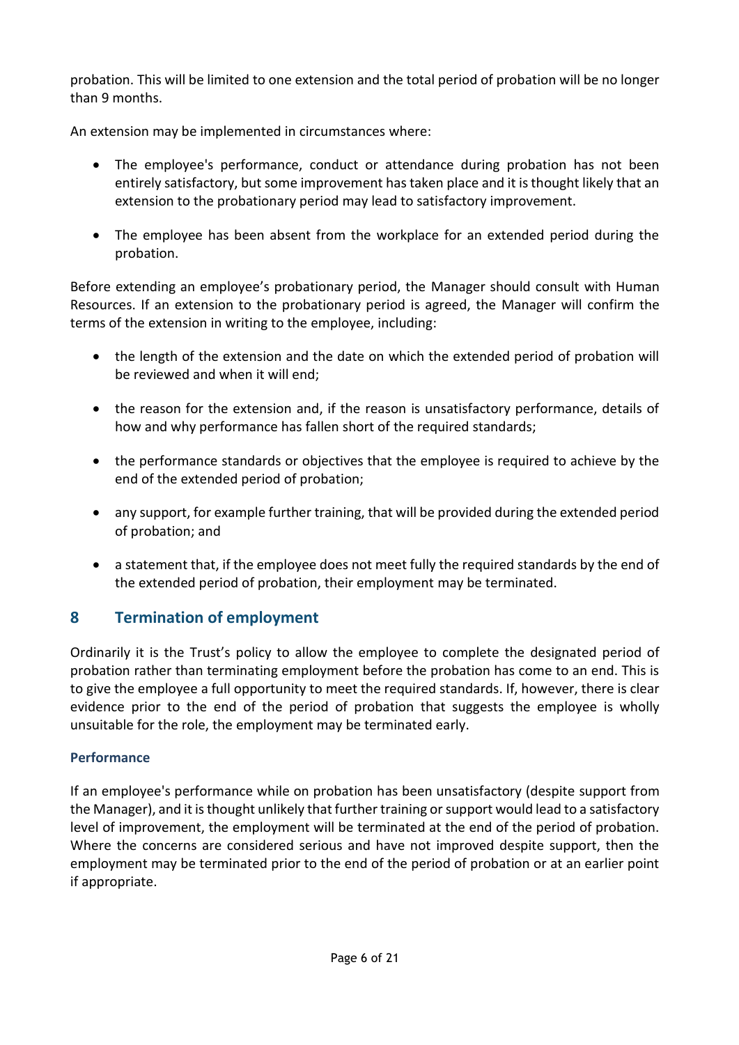probation. This will be limited to one extension and the total period of probation will be no longer than 9 months.

An extension may be implemented in circumstances where:

- The employee's performance, conduct or attendance during probation has not been entirely satisfactory, but some improvement has taken place and it is thought likely that an extension to the probationary period may lead to satisfactory improvement.
- The employee has been absent from the workplace for an extended period during the probation.

Before extending an employee's probationary period, the Manager should consult with Human Resources. If an extension to the probationary period is agreed, the Manager will confirm the terms of the extension in writing to the employee, including:

- the length of the extension and the date on which the extended period of probation will be reviewed and when it will end;
- the reason for the extension and, if the reason is unsatisfactory performance, details of how and why performance has fallen short of the required standards;
- the performance standards or objectives that the employee is required to achieve by the end of the extended period of probation;
- any support, for example further training, that will be provided during the extended period of probation; and
- a statement that, if the employee does not meet fully the required standards by the end of the extended period of probation, their employment may be terminated.

## 8 Termination of employment

Ordinarily it is the Trust's policy to allow the employee to complete the designated period of probation rather than terminating employment before the probation has come to an end. This is to give the employee a full opportunity to meet the required standards. If, however, there is clear evidence prior to the end of the period of probation that suggests the employee is wholly unsuitable for the role, the employment may be terminated early.

### Performance

If an employee's performance while on probation has been unsatisfactory (despite support from the Manager), and it is thought unlikely that further training or support would lead to a satisfactory level of improvement, the employment will be terminated at the end of the period of probation. Where the concerns are considered serious and have not improved despite support, then the employment may be terminated prior to the end of the period of probation or at an earlier point if appropriate.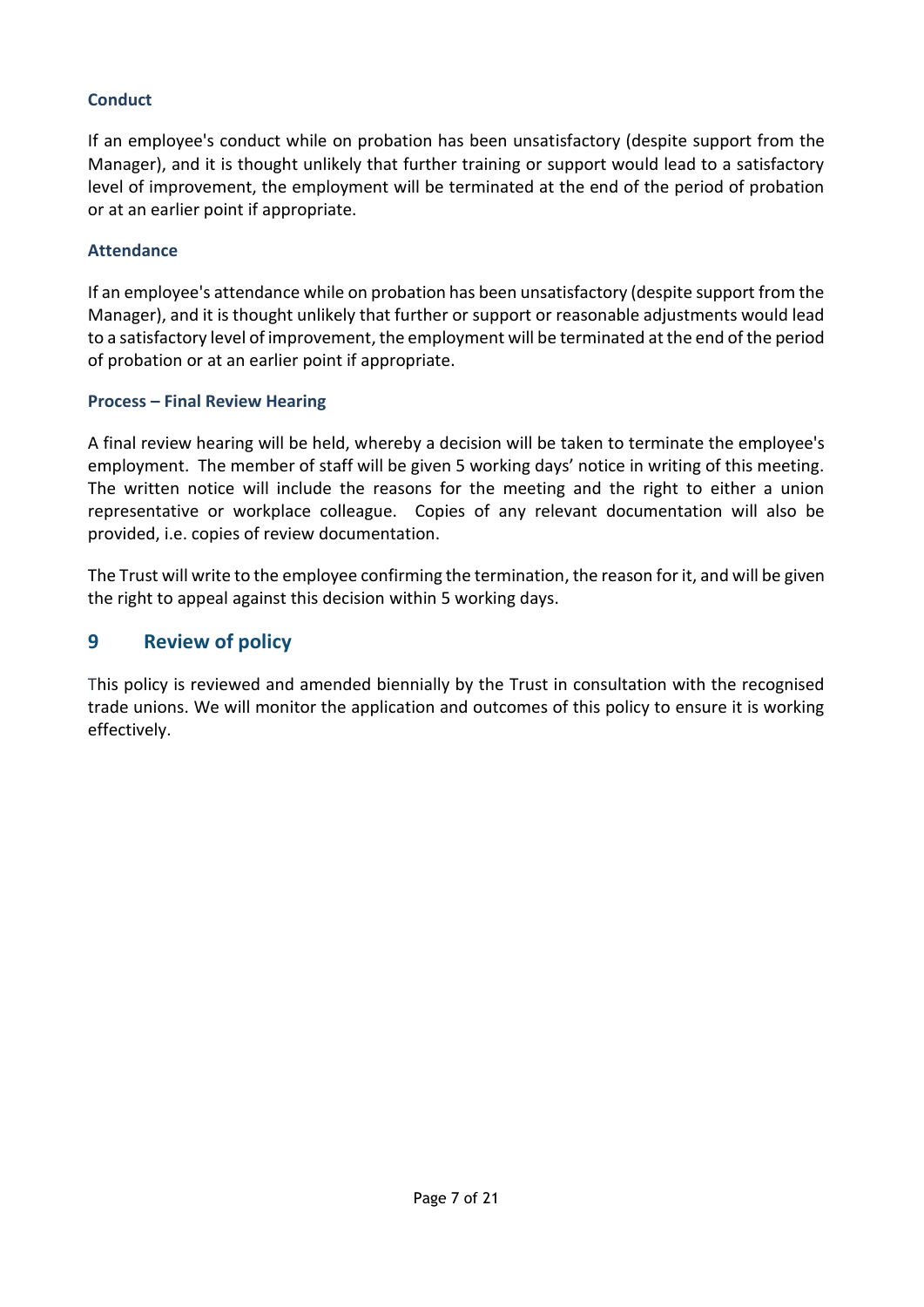### Conduct

If an employee's conduct while on probation has been unsatisfactory (despite support from the Manager), and it is thought unlikely that further training or support would lead to a satisfactory level of improvement, the employment will be terminated at the end of the period of probation or at an earlier point if appropriate.

### Attendance

If an employee's attendance while on probation has been unsatisfactory (despite support from the Manager), and it is thought unlikely that further or support or reasonable adjustments would lead to a satisfactory level of improvement, the employment will be terminated at the end of the period of probation or at an earlier point if appropriate.

### Process – Final Review Hearing

A final review hearing will be held, whereby a decision will be taken to terminate the employee's employment. The member of staff will be given 5 working days' notice in writing of this meeting. The written notice will include the reasons for the meeting and the right to either a union representative or workplace colleague. Copies of any relevant documentation will also be provided, i.e. copies of review documentation.

The Trust will write to the employee confirming the termination, the reason for it, and will be given the right to appeal against this decision within 5 working days.

## 9 Review of policy

This policy is reviewed and amended biennially by the Trust in consultation with the recognised trade unions. We will monitor the application and outcomes of this policy to ensure it is working effectively.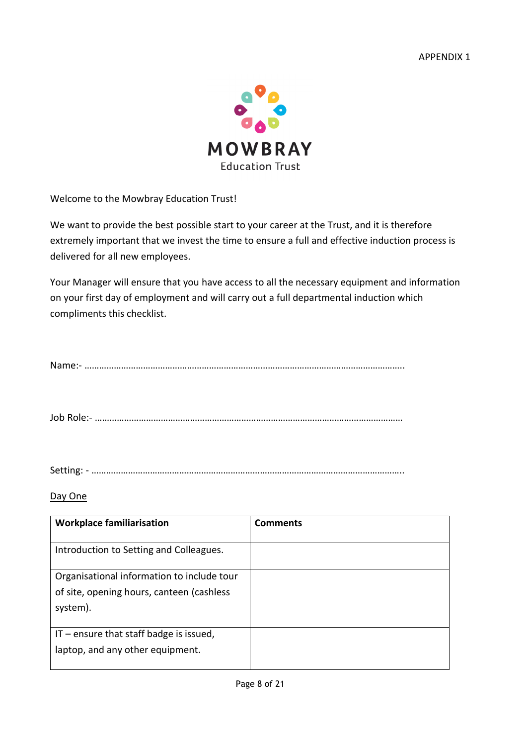APPENDIX 1

MOWBRAY
Education Trust

Welcome to the Mowbray Education Trust!

We want to provide the best possible start to your career at the Trust, and it is therefore extremely important that we invest the time to ensure a full and effective induction process is delivered for all new employees.

Your Manager will ensure that you have access to all the necessary equipment and information on your first day of employment and will carry out a full departmental induction which compliments this checklist.

Name:- …………………………………………………………………………………………………………………..

Job Role:- ………………………………………………………………………………………………………………

Setting: - …………………………………………………………………………………………………………………..

<u>Day One</u>

| **Workplace familiarisation** | **Comments** |
|---|---|
| Introduction to Setting and Colleagues. | |
| Organisational information to include tour of site, opening hours, canteen (cashless system). | |
| IT – ensure that staff badge is issued, laptop, and any other equipment. | |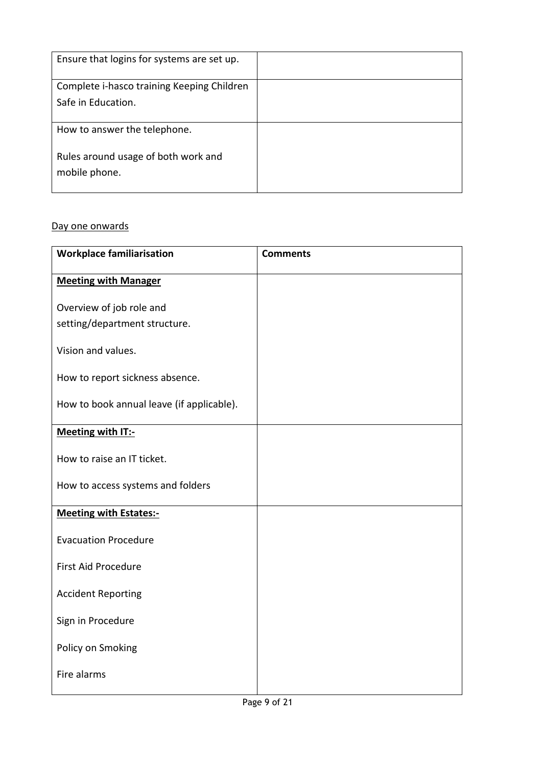| | |
|---|---|
| Ensure that logins for systems are set up. | |
| Complete i-hasco training Keeping Children Safe in Education. | |
| How to answer the telephone.<br><br>Rules around usage of both work and mobile phone. | |

Day one onwards

| **Workplace familiarisation** | **Comments** |
|---|---|
| **Meeting with Manager**<br><br>Overview of job role and setting/department structure.<br><br>Vision and values.<br><br>How to report sickness absence.<br><br>How to book annual leave (if applicable). | |
| **Meeting with IT:-**<br><br>How to raise an IT ticket.<br><br>How to access systems and folders | |
| **Meeting with Estates:-**<br><br>Evacuation Procedure<br><br>First Aid Procedure<br><br>Accident Reporting<br><br>Sign in Procedure<br><br>Policy on Smoking<br><br>Fire alarms | |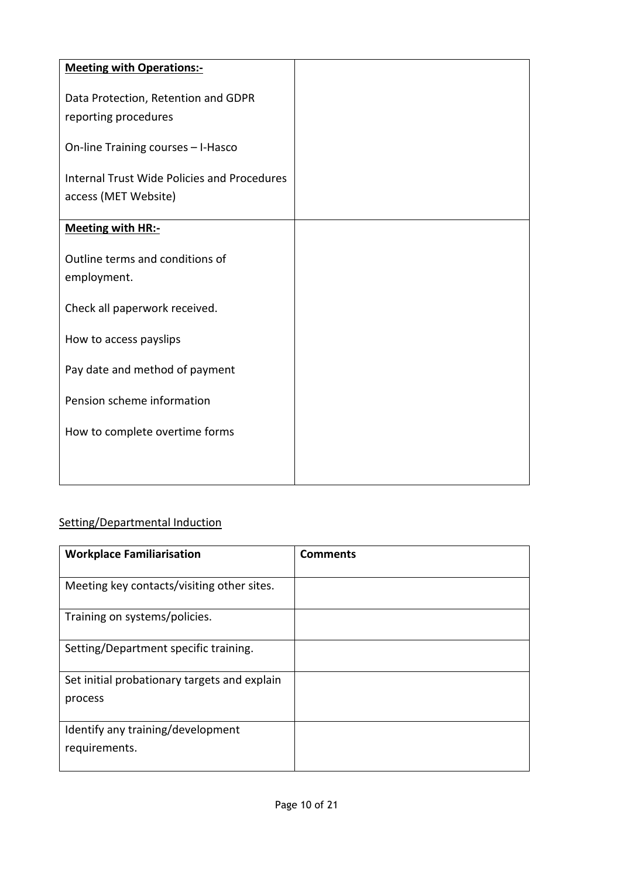| **Meeting with Operations:-**<br><br>Data Protection, Retention and GDPR reporting procedures<br><br>On-line Training courses – I-Hasco<br><br>Internal Trust Wide Policies and Procedures access (MET Website) | |
|---|---|
| **Meeting with HR:-**<br><br>Outline terms and conditions of employment.<br><br>Check all paperwork received.<br><br>How to access payslips<br><br>Pay date and method of payment<br><br>Pension scheme information<br><br>How to complete overtime forms | |

<u>Setting/Departmental Induction</u>

| **Workplace Familiarisation** | **Comments** |
|---|---|
| Meeting key contacts/visiting other sites. | |
| Training on systems/policies. | |
| Setting/Department specific training. | |
| Set initial probationary targets and explain process | |
| Identify any training/development requirements. | |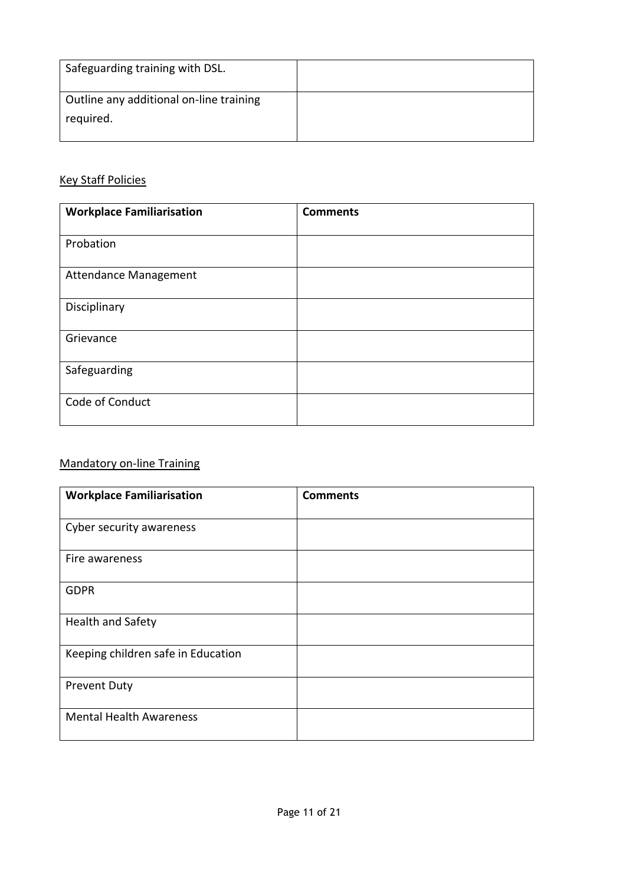| Safeguarding training with DSL. | |
| --- | --- |
| Outline any additional on-line training required. | |

Key Staff Policies

| Workplace Familiarisation | Comments |
| --- | --- |
| Probation | |
| Attendance Management | |
| Disciplinary | |
| Grievance | |
| Safeguarding | |
| Code of Conduct | |

Mandatory on-line Training

| Workplace Familiarisation | Comments |
| --- | --- |
| Cyber security awareness | |
| Fire awareness | |
| GDPR | |
| Health and Safety | |
| Keeping children safe in Education | |
| Prevent Duty | |
| Mental Health Awareness | |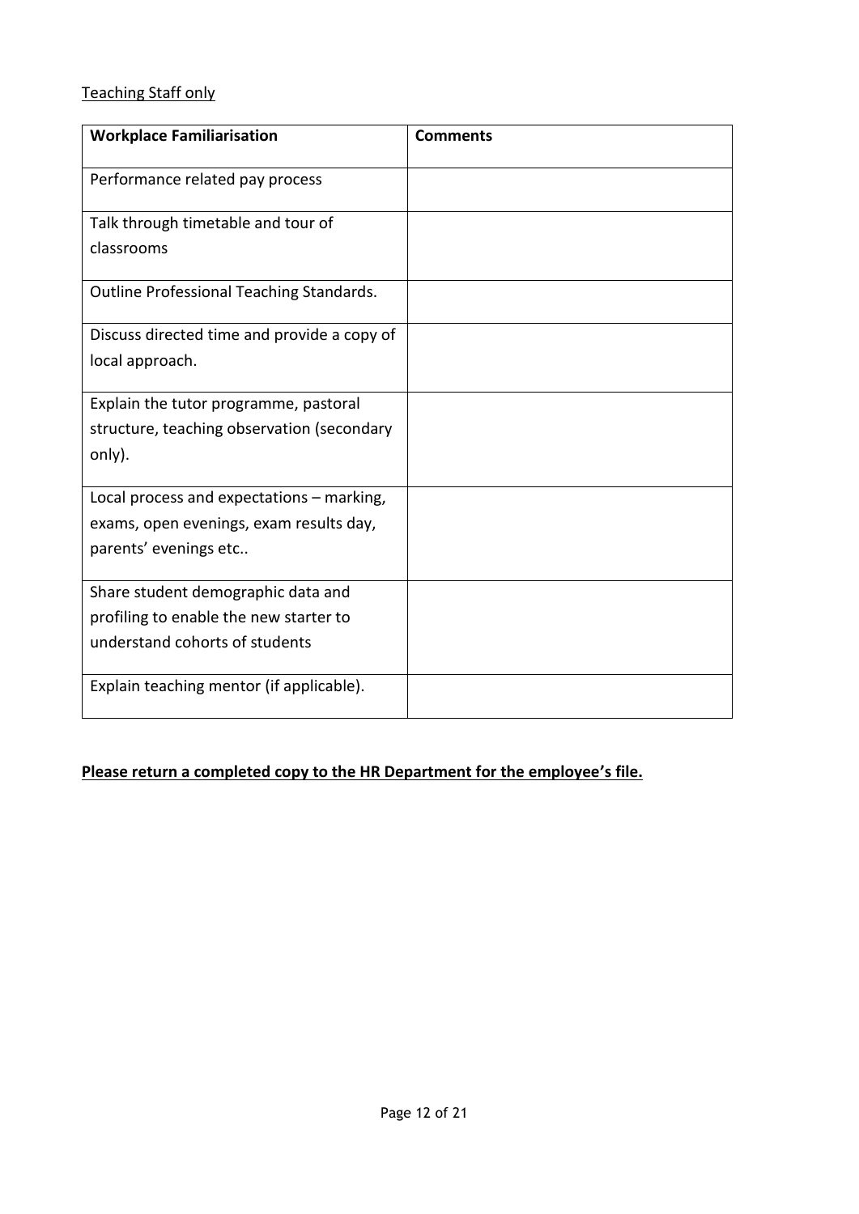<u>Teaching Staff only</u>

| **Workplace Familiarisation** | **Comments** |
| --- | --- |
| Performance related pay process | |
| Talk through timetable and tour of classrooms | |
| Outline Professional Teaching Standards. | |
| Discuss directed time and provide a copy of local approach. | |
| Explain the tutor programme, pastoral structure, teaching observation (secondary only). | |
| Local process and expectations – marking, exams, open evenings, exam results day, parents' evenings etc.. | |
| Share student demographic data and profiling to enable the new starter to understand cohorts of students | |
| Explain teaching mentor (if applicable). | |

<u>**Please return a completed copy to the HR Department for the employee's file.**</u>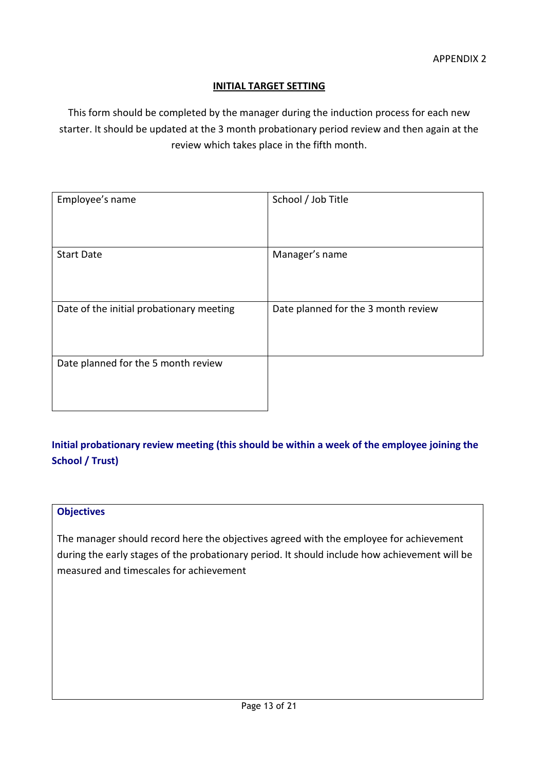APPENDIX 2

## INITIAL TARGET SETTING

This form should be completed by the manager during the induction process for each new starter. It should be updated at the 3 month probationary period review and then again at the review which takes place in the fifth month.

| Employee's name | School / Job Title |
|---|---|
| Start Date | Manager's name |
| Date of the initial probationary meeting | Date planned for the 3 month review |
| Date planned for the 5 month review | |

### Initial probationary review meeting (this should be within a week of the employee joining the School / Trust)

| **Objectives** |
|---|
| The manager should record here the objectives agreed with the employee for achievement during the early stages of the probationary period. It should include how achievement will be measured and timescales for achievement |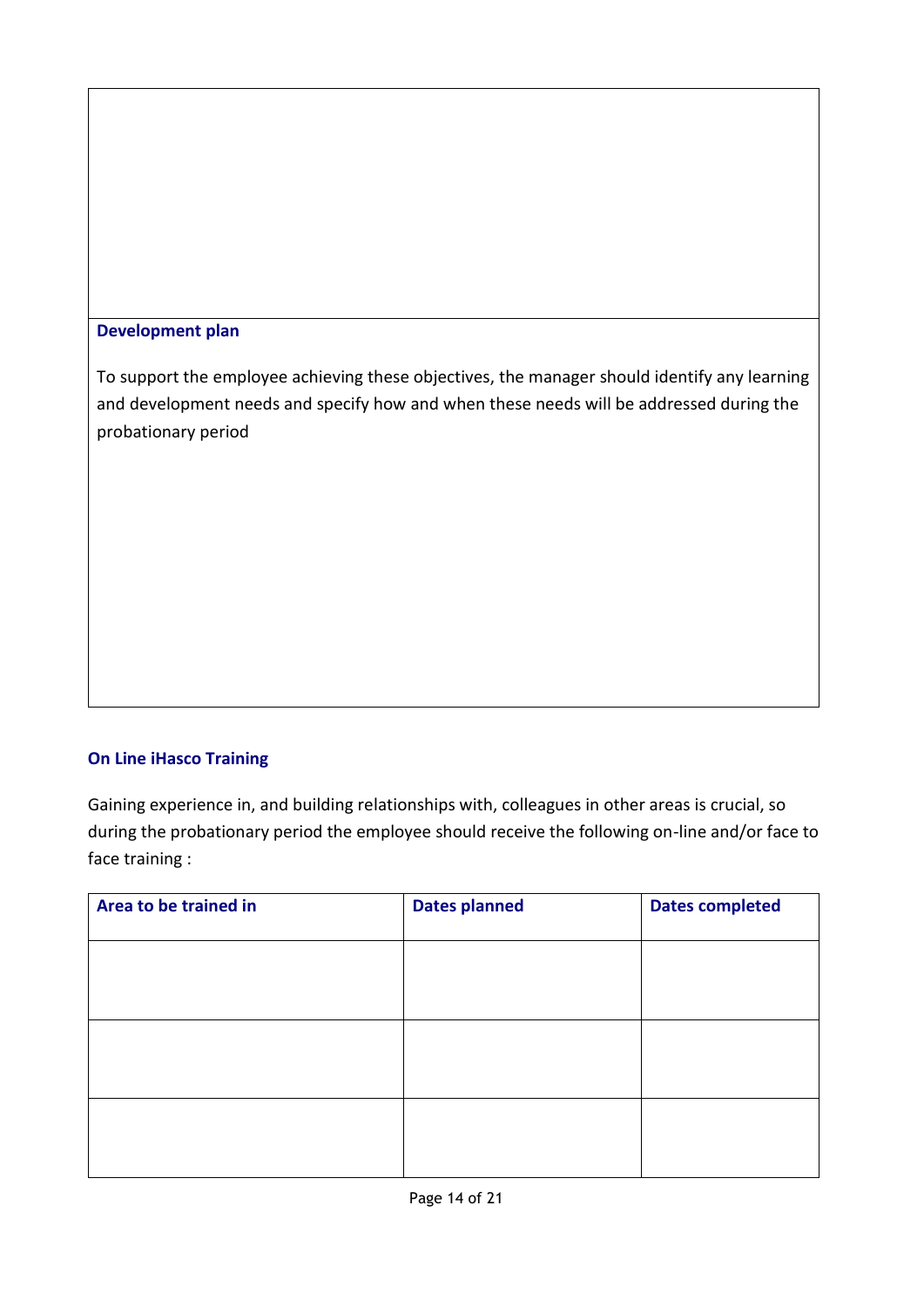**Development plan**

To support the employee achieving these objectives, the manager should identify any learning and development needs and specify how and when these needs will be addressed during the probationary period

**On Line iHasco Training**

Gaining experience in, and building relationships with, colleagues in other areas is crucial, so during the probationary period the employee should receive the following on-line and/or face to face training :

| Area to be trained in | Dates planned | Dates completed |
|---|---|---|
| | | |
| | | |
| | | |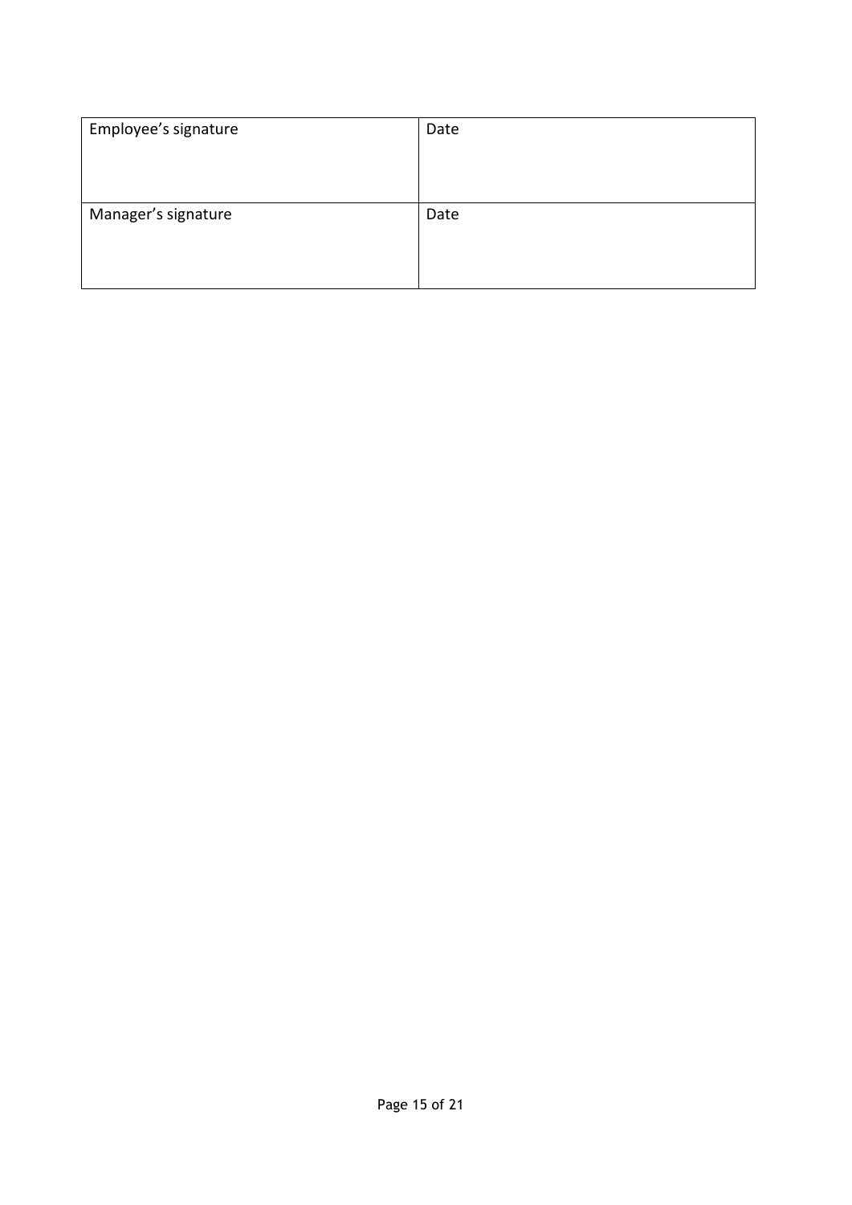| Employee’s signature | Date |
| --- | --- |
| Manager’s signature | Date |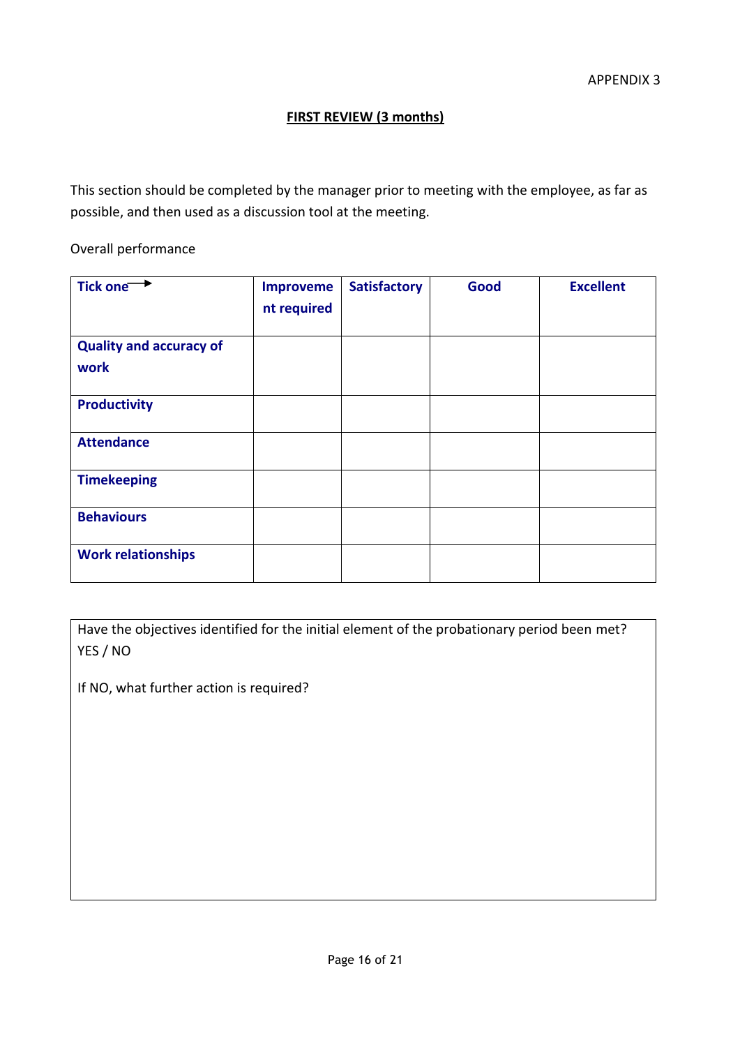APPENDIX 3

## FIRST REVIEW (3 months)

This section should be completed by the manager prior to meeting with the employee, as far as possible, and then used as a discussion tool at the meeting.

Overall performance

| **Tick one →** | **Improvement required** | **Satisfactory** | **Good** | **Excellent** |
|---|---|---|---|---|
| **Quality and accuracy of work** | | | | |
| **Productivity** | | | | |
| **Attendance** | | | | |
| **Timekeeping** | | | | |
| **Behaviours** | | | | |
| **Work relationships** | | | | |

Have the objectives identified for the initial element of the probationary period been met? YES / NO

If NO, what further action is required?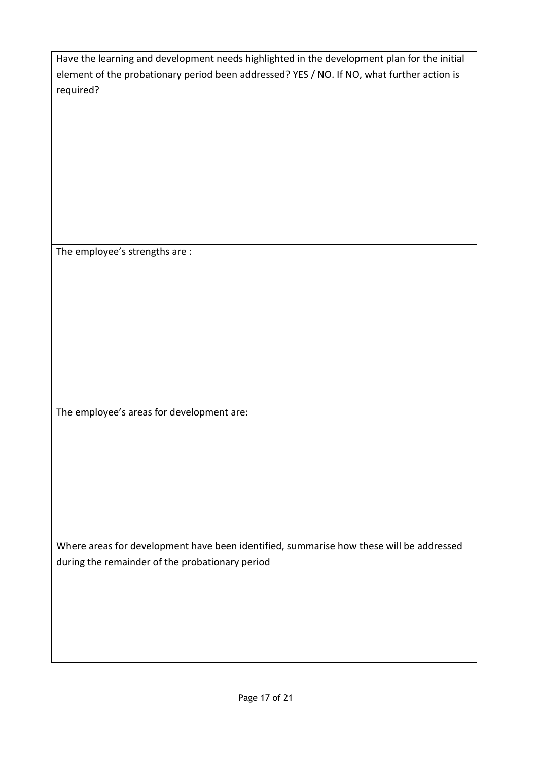| Have the learning and development needs highlighted in the development plan for the initial element of the probationary period been addressed? YES / NO. If NO, what further action is required? |
|---|
| The employee's strengths are : |
| The employee's areas for development are: |
| Where areas for development have been identified, summarise how these will be addressed during the remainder of the probationary period |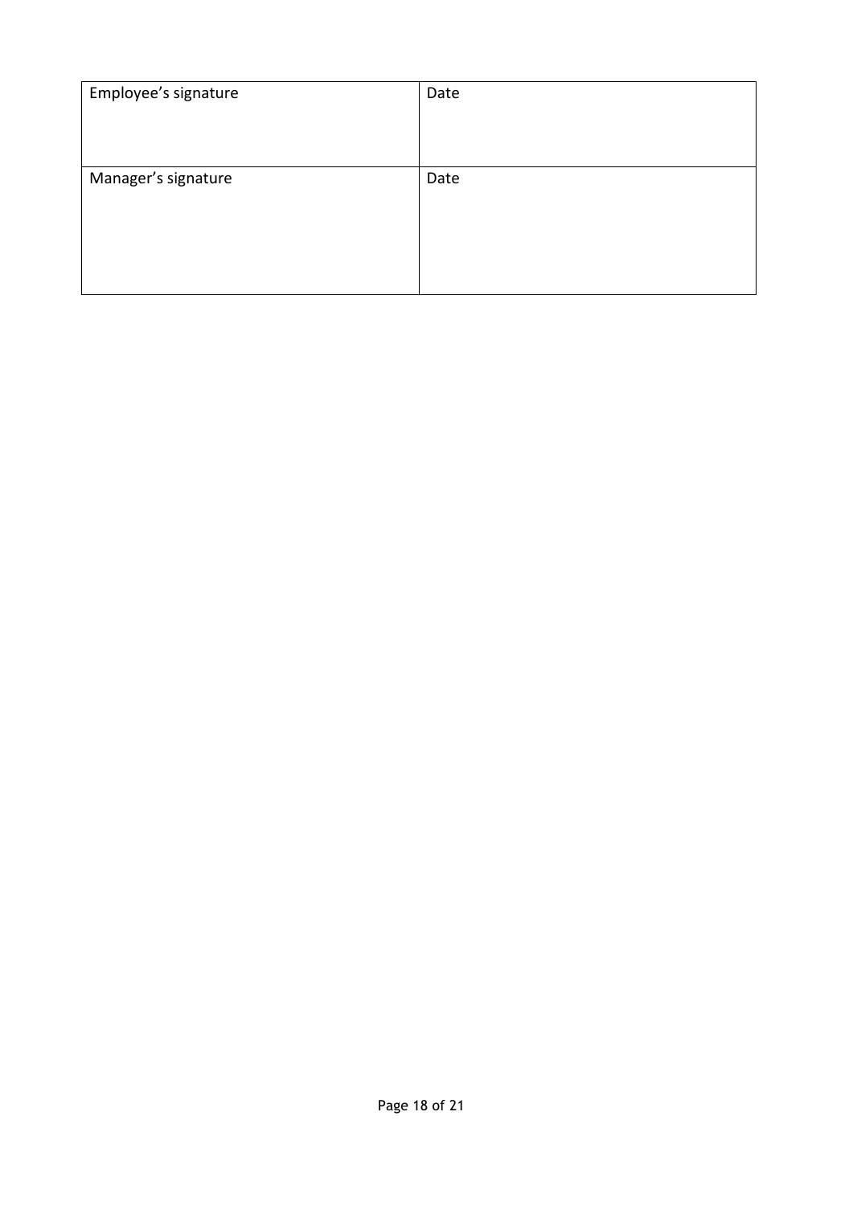| Employee's signature | Date |
| --- | --- |
| Manager's signature | Date |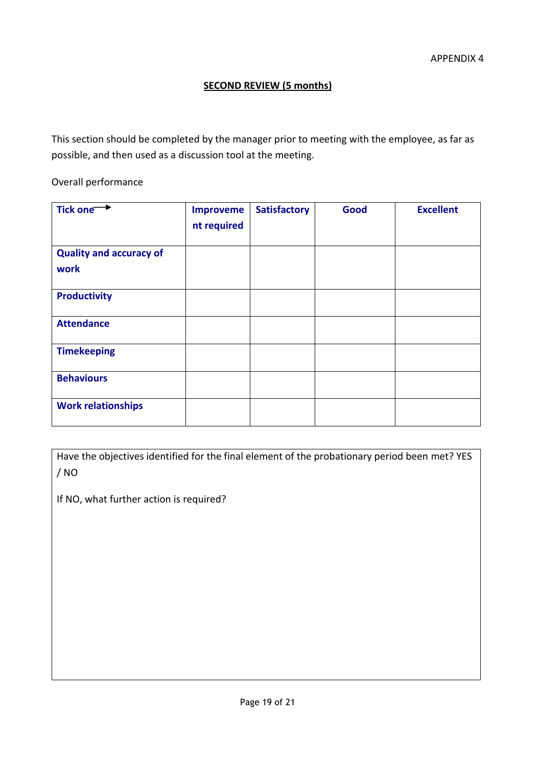APPENDIX 4

## SECOND REVIEW (5 months)

This section should be completed by the manager prior to meeting with the employee, as far as possible, and then used as a discussion tool at the meeting.

Overall performance

| **Tick one** → | **Improvement required** | **Satisfactory** | **Good** | **Excellent** |
|---|---|---|---|---|
| **Quality and accuracy of work** | | | | |
| **Productivity** | | | | |
| **Attendance** | | | | |
| **Timekeeping** | | | | |
| **Behaviours** | | | | |
| **Work relationships** | | | | |

Have the objectives identified for the final element of the probationary period been met? YES / NO

If NO, what further action is required?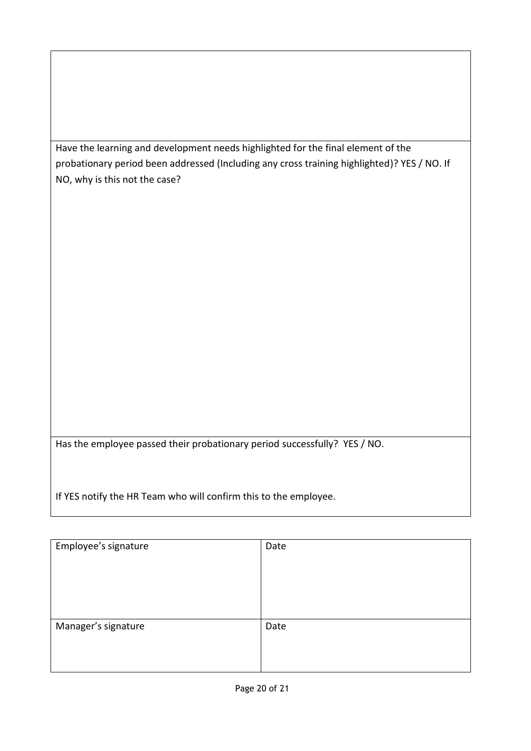Have the learning and development needs highlighted for the final element of the probationary period been addressed (Including any cross training highlighted)? YES / NO. If NO, why is this not the case?

Has the employee passed their probationary period successfully? YES / NO.

If YES notify the HR Team who will confirm this to the employee.

| Employee's signature | Date |
| --- | --- |
| Manager's signature | Date |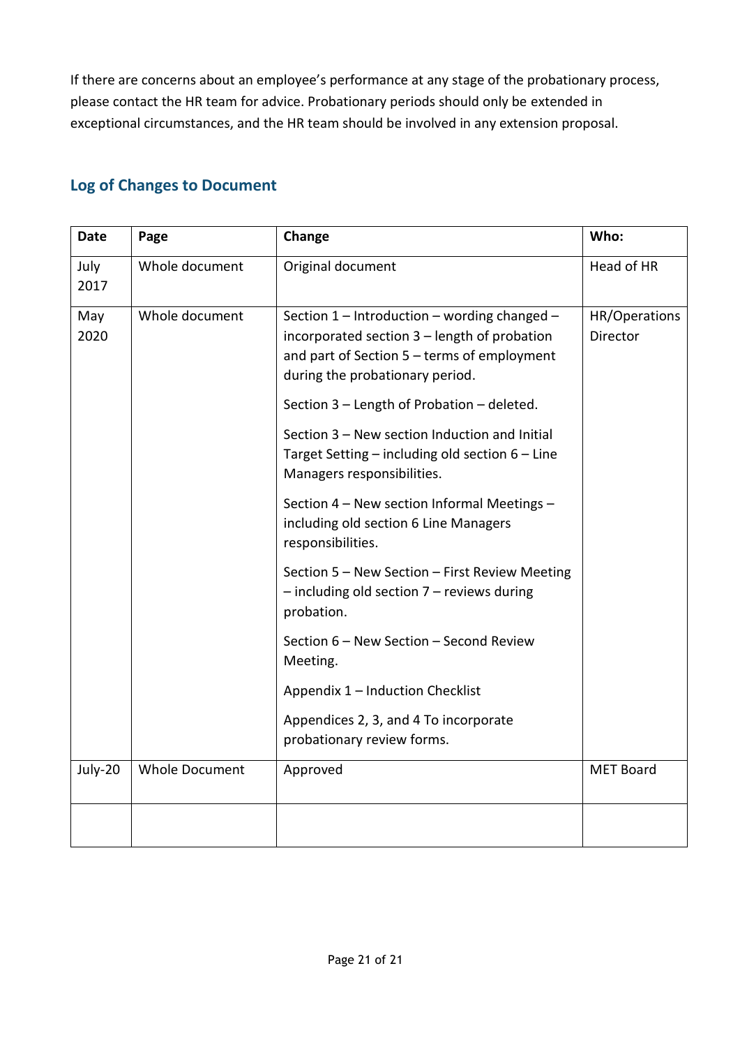If there are concerns about an employee's performance at any stage of the probationary process, please contact the HR team for advice. Probationary periods should only be extended in exceptional circumstances, and the HR team should be involved in any extension proposal.

## Log of Changes to Document

| Date | Page | Change | Who: |
|---|---|---|---|
| July 2017 | Whole document | Original document | Head of HR |
| May 2020 | Whole document | Section 1 – Introduction – wording changed – incorporated section 3 – length of probation and part of Section 5 – terms of employment during the probationary period.<br><br>Section 3 – Length of Probation – deleted.<br><br>Section 3 – New section Induction and Initial Target Setting – including old section 6 – Line Managers responsibilities.<br><br>Section 4 – New section Informal Meetings – including old section 6 Line Managers responsibilities.<br><br>Section 5 – New Section – First Review Meeting – including old section 7 – reviews during probation.<br><br>Section 6 – New Section – Second Review Meeting.<br><br>Appendix 1 – Induction Checklist<br><br>Appendices 2, 3, and 4 To incorporate probationary review forms. | HR/Operations Director |
| July-20 | Whole Document | Approved | MET Board |
| | | | |